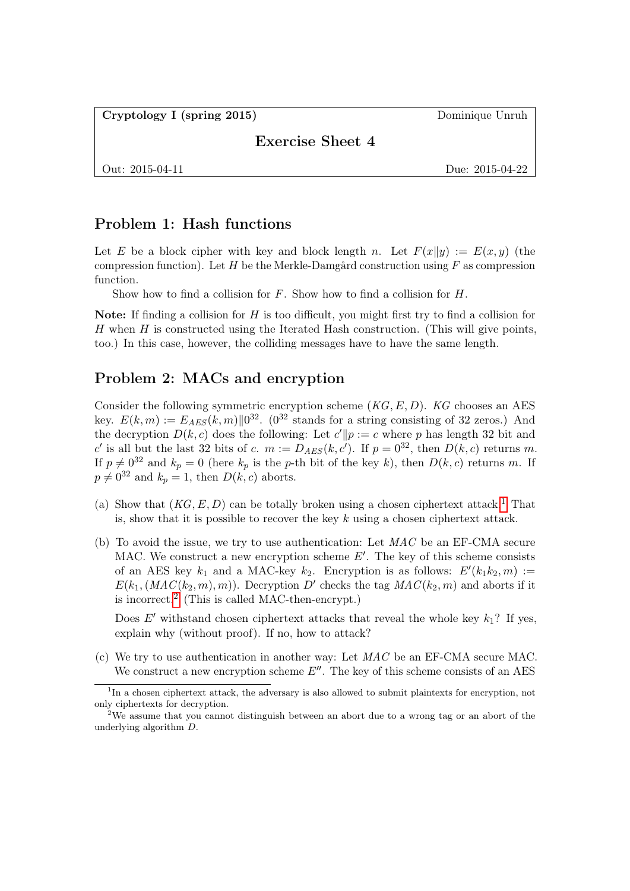**Cryptology I (spring 2015)** Dominique Unruh

## Exercise Sheet 4

Out: 2015-04-11 Due: 2015-04-22

## Problem 1: Hash functions

Let $E$ be a block cipher with key and block length $n$. Let $F(x\|y) := E(x, y)$ (the compression function). Let $H$ be the Merkle-Damgård construction using $F$ as compression function.

Show how to find a collision for $F$. Show how to find a collision for $H$.

**Note:** If finding a collision for $H$ is too difficult, you might first try to find a collision for $H$ when $H$ is constructed using the Iterated Hash construction. (This will give points, too.) In this case, however, the colliding messages have to have the same length.

## Problem 2: MACs and encryption

Consider the following symmetric encryption scheme $(KG, E, D)$. $KG$ chooses an AES key. $E(k, m) := E_{AES}(k, m)\|0^{32}$. ($0^{32}$ stands for a string consisting of 32 zeros.) And the decryption $D(k, c)$ does the following: Let $c'\|p := c$ where $p$ has length 32 bit and $c'$ is all but the last 32 bits of $c$. $m := D_{AES}(k, c')$. If $p = 0^{32}$, then $D(k, c)$ returns $m$. If $p \neq 0^{32}$ and $k_p = 0$ (here $k_p$ is the $p$-th bit of the key $k$), then $D(k, c)$ returns $m$. If $p \neq 0^{32}$ and $k_p = 1$, then $D(k, c)$ aborts.

(a) Show that $(KG, E, D)$ can be totally broken using a chosen ciphertext attack.[1] That is, show that it is possible to recover the key $k$ using a chosen ciphertext attack.

(b) To avoid the issue, we try to use authentication: Let $MAC$ be an EF-CMA secure MAC. We construct a new encryption scheme $E'$. The key of this scheme consists of an AES key $k_1$ and a MAC-key $k_2$. Encryption is as follows: $E'(k_1k_2, m) := E(k_1, (MAC(k_2, m), m))$. Decryption $D'$ checks the tag $MAC(k_2, m)$ and aborts if it is incorrect.[2] (This is called MAC-then-encrypt.)

Does $E'$ withstand chosen ciphertext attacks that reveal the whole key $k_1$? If yes, explain why (without proof). If no, how to attack?

(c) We try to use authentication in another way: Let $MAC$ be an EF-CMA secure MAC. We construct a new encryption scheme $E''$. The key of this scheme consists of an AES

[1] In a chosen ciphertext attack, the adversary is also allowed to submit plaintexts for encryption, not only ciphertexts for decryption.

[2] We assume that you cannot distinguish between an abort due to a wrong tag or an abort of the underlying algorithm $D$.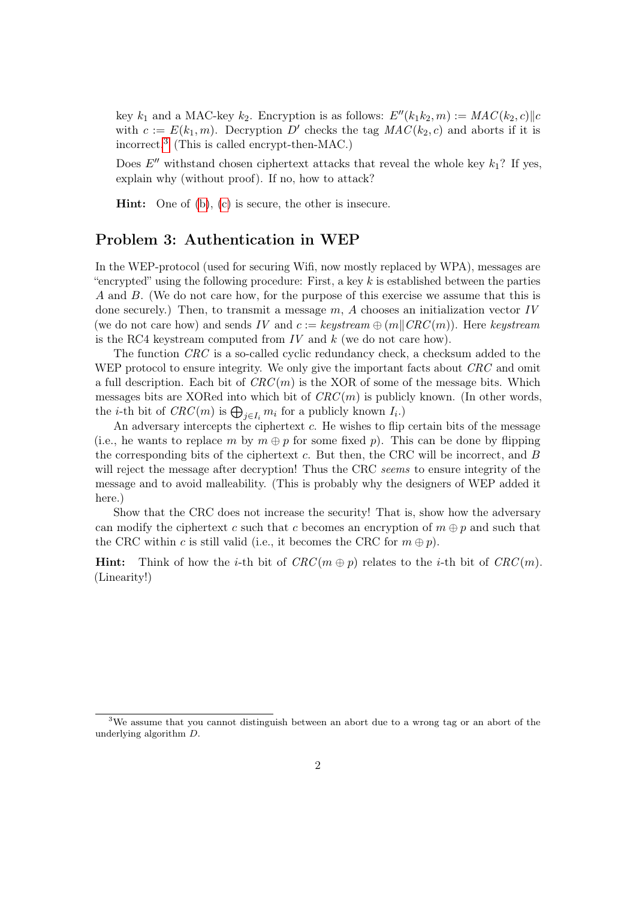key $k_1$ and a MAC-key $k_2$. Encryption is as follows: $E''(k_1k_2, m) := MAC(k_2, c)\|c$ with $c := E(k_1, m)$. Decryption $D'$ checks the tag $MAC(k_2, c)$ and aborts if it is incorrect.[3] (This is called encrypt-then-MAC.)

Does $E''$ withstand chosen ciphertext attacks that reveal the whole key $k_1$? If yes, explain why (without proof). If no, how to attack?

**Hint:** One of (b), (c) is secure, the other is insecure.

## Problem 3: Authentication in WEP

In the WEP-protocol (used for securing Wifi, now mostly replaced by WPA), messages are "encrypted" using the following procedure: First, a key $k$ is established between the parties $A$ and $B$. (We do not care how, for the purpose of this exercise we assume that this is done securely.) Then, to transmit a message $m$, $A$ chooses an initialization vector $IV$ (we do not care how) and sends $IV$ and $c := \mathit{keystream} \oplus (m\|CRC(m))$. Here *keystream* is the RC4 keystream computed from $IV$ and $k$ (we do not care how).

The function $CRC$ is a so-called cyclic redundancy check, a checksum added to the WEP protocol to ensure integrity. We only give the important facts about $CRC$ and omit a full description. Each bit of $CRC(m)$ is the XOR of some of the message bits. Which messages bits are XORed into which bit of $CRC(m)$ is publicly known. (In other words, the $i$-th bit of $CRC(m)$ is $\bigoplus_{j \in I_i} m_i$ for a publicly known $I_i$.)

An adversary intercepts the ciphertext $c$. He wishes to flip certain bits of the message (i.e., he wants to replace $m$ by $m \oplus p$ for some fixed $p$). This can be done by flipping the corresponding bits of the ciphertext $c$. But then, the CRC will be incorrect, and $B$ will reject the message after decryption! Thus the CRC *seems* to ensure integrity of the message and to avoid malleability. (This is probably why the designers of WEP added it here.)

Show that the CRC does not increase the security! That is, show how the adversary can modify the ciphertext $c$ such that $c$ becomes an encryption of $m \oplus p$ and such that the CRC within $c$ is still valid (i.e., it becomes the CRC for $m \oplus p$).

**Hint:** Think of how the $i$-th bit of $CRC(m \oplus p)$ relates to the $i$-th bit of $CRC(m)$. (Linearity!)

[3] We assume that you cannot distinguish between an abort due to a wrong tag or an abort of the underlying algorithm $D$.